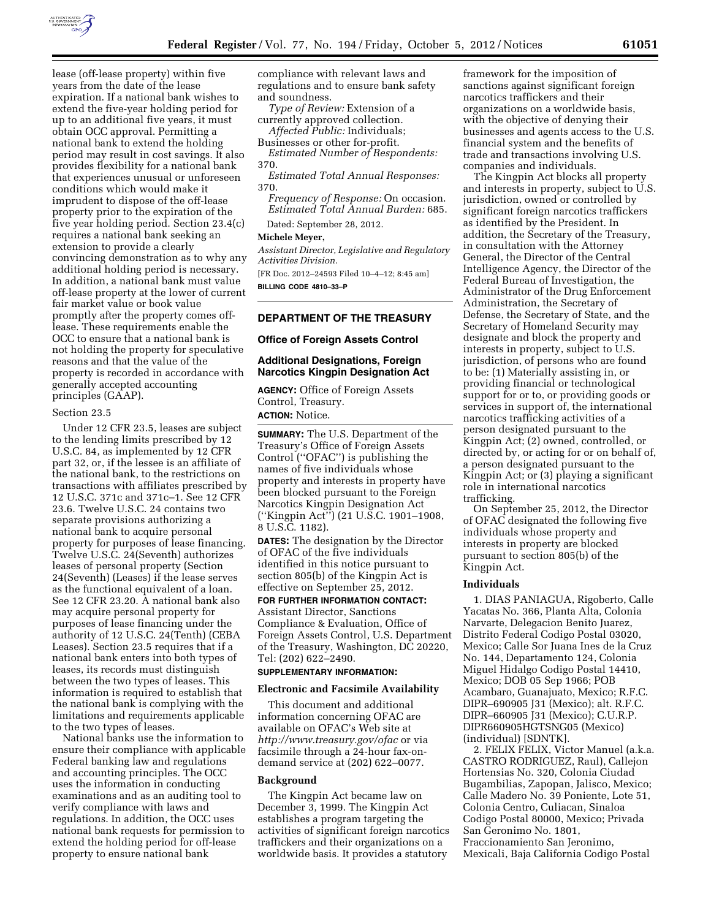lease (off-lease property) within five years from the date of the lease expiration. If a national bank wishes to extend the five-year holding period for up to an additional five years, it must obtain OCC approval. Permitting a national bank to extend the holding period may result in cost savings. It also provides flexibility for a national bank that experiences unusual or unforeseen conditions which would make it imprudent to dispose of the off-lease property prior to the expiration of the five year holding period. Section 23.4(c) requires a national bank seeking an extension to provide a clearly convincing demonstration as to why any additional holding period is necessary. In addition, a national bank must value off-lease property at the lower of current fair market value or book value promptly after the property comes off-lease. These requirements enable the OCC to ensure that a national bank is not holding the property for speculative reasons and that the value of the property is recorded in accordance with generally accepted accounting principles (GAAP).

Section 23.5

Under 12 CFR 23.5, leases are subject to the lending limits prescribed by 12 U.S.C. 84, as implemented by 12 CFR part 32, or, if the lessee is an affiliate of the national bank, to the restrictions on transactions with affiliates prescribed by 12 U.S.C. 371c and 371c–1. See 12 CFR 23.6. Twelve U.S.C. 24 contains two separate provisions authorizing a national bank to acquire personal property for purposes of lease financing. Twelve U.S.C. 24(Seventh) authorizes leases of personal property (Section 24(Seventh) (Leases) if the lease serves as the functional equivalent of a loan. See 12 CFR 23.20. A national bank also may acquire personal property for purposes of lease financing under the authority of 12 U.S.C. 24(Tenth) (CEBA Leases). Section 23.5 requires that if a national bank enters into both types of leases, its records must distinguish between the two types of leases. This information is required to establish that the national bank is complying with the limitations and requirements applicable to the two types of leases.

National banks use the information to ensure their compliance with applicable Federal banking law and regulations and accounting principles. The OCC uses the information in conducting examinations and as an auditing tool to verify compliance with laws and regulations. In addition, the OCC uses national bank requests for permission to extend the holding period for off-lease property to ensure national bank compliance with relevant laws and regulations and to ensure bank safety and soundness.

*Type of Review:* Extension of a currently approved collection.

*Affected Public:* Individuals; Businesses or other for-profit.

*Estimated Number of Respondents:* 370.

*Estimated Total Annual Responses:* 370.

*Frequency of Response:* On occasion.

*Estimated Total Annual Burden:* 685.

Dated: September 28, 2012.

**Michele Meyer,**

*Assistant Director, Legislative and Regulatory Activities Division.*

[FR Doc. 2012–24593 Filed 10–4–12; 8:45 am]

**BILLING CODE 4810–33–P**

## DEPARTMENT OF THE TREASURY

### Office of Foreign Assets Control

### Additional Designations, Foreign Narcotics Kingpin Designation Act

**AGENCY:** Office of Foreign Assets Control, Treasury.

**ACTION:** Notice.

**SUMMARY:** The U.S. Department of the Treasury's Office of Foreign Assets Control (''OFAC'') is publishing the names of five individuals whose property and interests in property have been blocked pursuant to the Foreign Narcotics Kingpin Designation Act (''Kingpin Act'') (21 U.S.C. 1901–1908, 8 U.S.C. 1182).

**DATES:** The designation by the Director of OFAC of the five individuals identified in this notice pursuant to section 805(b) of the Kingpin Act is effective on September 25, 2012.

**FOR FURTHER INFORMATION CONTACT:** Assistant Director, Sanctions Compliance & Evaluation, Office of Foreign Assets Control, U.S. Department of the Treasury, Washington, DC 20220, Tel: (202) 622–2490.

**SUPPLEMENTARY INFORMATION:**

**Electronic and Facsimile Availability**

This document and additional information concerning OFAC are available on OFAC's Web site at *http://www.treasury.gov/ofac* or via facsimile through a 24-hour fax-on-demand service at (202) 622–0077.

**Background**

The Kingpin Act became law on December 3, 1999. The Kingpin Act establishes a program targeting the activities of significant foreign narcotics traffickers and their organizations on a worldwide basis. It provides a statutory framework for the imposition of sanctions against significant foreign narcotics traffickers and their organizations on a worldwide basis, with the objective of denying their businesses and agents access to the U.S. financial system and the benefits of trade and transactions involving U.S. companies and individuals.

The Kingpin Act blocks all property and interests in property, subject to U.S. jurisdiction, owned or controlled by significant foreign narcotics traffickers as identified by the President. In addition, the Secretary of the Treasury, in consultation with the Attorney General, the Director of the Central Intelligence Agency, the Director of the Federal Bureau of Investigation, the Administrator of the Drug Enforcement Administration, the Secretary of Defense, the Secretary of State, and the Secretary of Homeland Security may designate and block the property and interests in property, subject to U.S. jurisdiction, of persons who are found to be: (1) Materially assisting in, or providing financial or technological support for or to, or providing goods or services in support of, the international narcotics trafficking activities of a person designated pursuant to the Kingpin Act; (2) owned, controlled, or directed by, or acting for or on behalf of, a person designated pursuant to the Kingpin Act; or (3) playing a significant role in international narcotics trafficking.

On September 25, 2012, the Director of OFAC designated the following five individuals whose property and interests in property are blocked pursuant to section 805(b) of the Kingpin Act.

**Individuals**

1. DIAS PANIAGUA, Rigoberto, Calle Yacatas No. 366, Planta Alta, Colonia Narvarte, Delegacion Benito Juarez, Distrito Federal Codigo Postal 03020, Mexico; Calle Sor Juana Ines de la Cruz No. 144, Departamento 124, Colonia Miguel Hidalgo Codigo Postal 14410, Mexico; DOB 05 Sep 1966; POB Acambaro, Guanajuato, Mexico; R.F.C. DIPR–690905 J31 (Mexico); alt. R.F.C. DIPR–660905 J31 (Mexico); C.U.R.P. DIPR660905HGTSNG05 (Mexico) (individual) [SDNTK].

2. FELIX FELIX, Victor Manuel (a.k.a. CASTRO RODRIGUEZ, Raul), Callejon Hortensias No. 320, Colonia Ciudad Bugambilias, Zapopan, Jalisco, Mexico; Calle Madero No. 39 Poniente, Lote 51, Colonia Centro, Culiacan, Sinaloa Codigo Postal 80000, Mexico; Privada San Geronimo No. 1801, Fraccionamiento San Jeronimo, Mexicali, Baja California Codigo Postal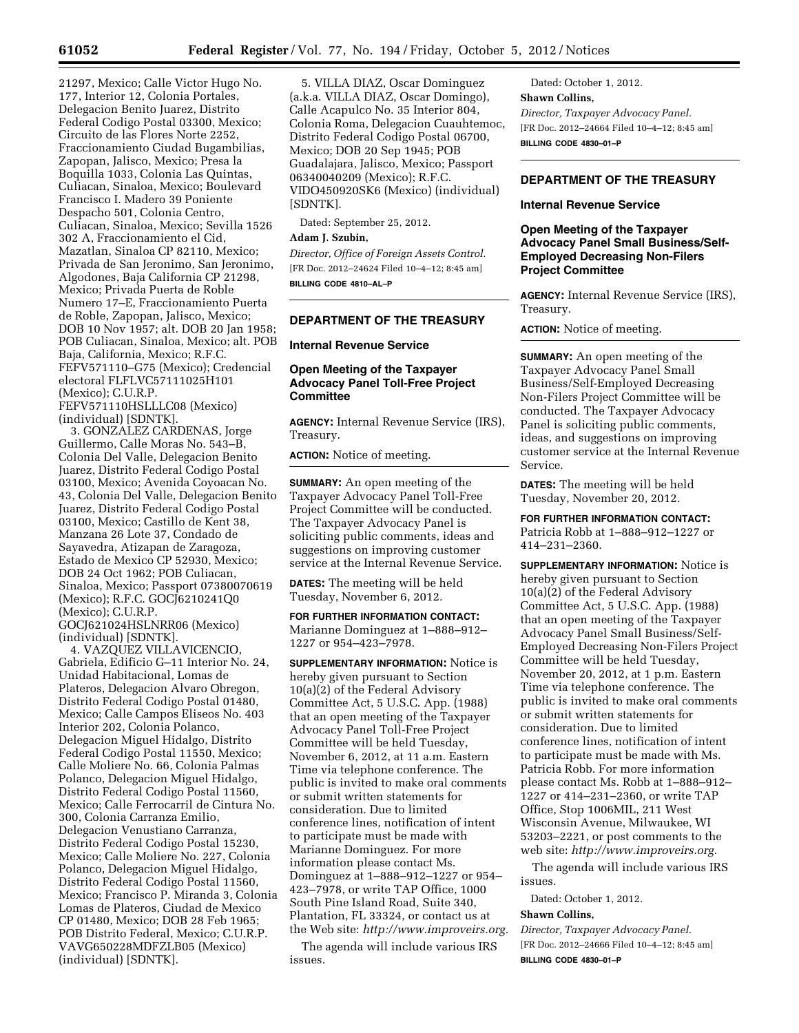21297, Mexico; Calle Victor Hugo No. 177, Interior 12, Colonia Portales, Delegacion Benito Juarez, Distrito Federal Codigo Postal 03300, Mexico; Circuito de las Flores Norte 2252, Fraccionamiento Ciudad Bugambilias, Zapopan, Jalisco, Mexico; Presa la Boquilla 1033, Colonia Las Quintas, Culiacan, Sinaloa, Mexico; Boulevard Francisco I. Madero 39 Poniente Despacho 501, Colonia Centro, Culiacan, Sinaloa, Mexico; Sevilla 1526 302 A, Fraccionamiento el Cid, Mazatlan, Sinaloa CP 82110, Mexico; Privada de San Jeronimo, San Jeronimo, Algodones, Baja California CP 21298, Mexico; Privada Puerta de Roble Numero 17–E, Fraccionamiento Puerta de Roble, Zapopan, Jalisco, Mexico; DOB 10 Nov 1957; alt. DOB 20 Jan 1958; POB Culiacan, Sinaloa, Mexico; alt. POB Baja, California, Mexico; R.F.C. FEFV571110–G75 (Mexico); Credencial electoral FLFLVC57111025H101 (Mexico); C.U.R.P. FEFV571110HSLLLC08 (Mexico) (individual) [SDNTK].

3. GONZALEZ CARDENAS, Jorge Guillermo, Calle Moras No. 543–B, Colonia Del Valle, Delegacion Benito Juarez, Distrito Federal Codigo Postal 03100, Mexico; Avenida Coyoacan No. 43, Colonia Del Valle, Delegacion Benito Juarez, Distrito Federal Codigo Postal 03100, Mexico; Castillo de Kent 38, Manzana 26 Lote 37, Condado de Sayavedra, Atizapan de Zaragoza, Estado de Mexico CP 52930, Mexico; DOB 24 Oct 1962; POB Culiacan, Sinaloa, Mexico; Passport 07380070619 (Mexico); R.F.C. GOCJ6210241Q0 (Mexico); C.U.R.P. GOCJ621024HSLNRR06 (Mexico) (individual) [SDNTK].

4. VAZQUEZ VILLAVICENCIO, Gabriela, Edificio G–11 Interior No. 24, Unidad Habitacional, Lomas de Plateros, Delegacion Alvaro Obregon, Distrito Federal Codigo Postal 01480, Mexico; Calle Campos Eliseos No. 403 Interior 202, Colonia Polanco, Delegacion Miguel Hidalgo, Distrito Federal Codigo Postal 11550, Mexico; Calle Moliere No. 66, Colonia Palmas Polanco, Delegacion Miguel Hidalgo, Distrito Federal Codigo Postal 11560, Mexico; Calle Ferrocarril de Cintura No. 300, Colonia Carranza Emilio, Delegacion Venustiano Carranza, Distrito Federal Codigo Postal 15230, Mexico; Calle Moliere No. 227, Colonia Polanco, Delegacion Miguel Hidalgo, Distrito Federal Codigo Postal 11560, Mexico; Francisco P. Miranda 3, Colonia Lomas de Plateros, Ciudad de Mexico CP 01480, Mexico; DOB 28 Feb 1965; POB Distrito Federal, Mexico; C.U.R.P. VAVG650228MDFZLB05 (Mexico) (individual) [SDNTK].

5. VILLA DIAZ, Oscar Dominguez (a.k.a. VILLA DIAZ, Oscar Domingo), Calle Acapulco No. 35 Interior 804, Colonia Roma, Delegacion Cuauhtemoc, Distrito Federal Codigo Postal 06700, Mexico; DOB 20 Sep 1945; POB Guadalajara, Jalisco, Mexico; Passport 06340040209 (Mexico); R.F.C. VIDO450920SK6 (Mexico) (individual) [SDNTK].

Dated: September 25, 2012.

**Adam J. Szubin,**

*Director, Office of Foreign Assets Control.*

[FR Doc. 2012–24624 Filed 10–4–12; 8:45 am]

**BILLING CODE 4810–AL–P**

## DEPARTMENT OF THE TREASURY

### Internal Revenue Service

### Open Meeting of the Taxpayer Advocacy Panel Toll-Free Project Committee

**AGENCY:** Internal Revenue Service (IRS), Treasury.

**ACTION:** Notice of meeting.

**SUMMARY:** An open meeting of the Taxpayer Advocacy Panel Toll-Free Project Committee will be conducted. The Taxpayer Advocacy Panel is soliciting public comments, ideas and suggestions on improving customer service at the Internal Revenue Service.

**DATES:** The meeting will be held Tuesday, November 6, 2012.

**FOR FURTHER INFORMATION CONTACT:** Marianne Dominguez at 1–888–912–1227 or 954–423–7978.

**SUPPLEMENTARY INFORMATION:** Notice is hereby given pursuant to Section 10(a)(2) of the Federal Advisory Committee Act, 5 U.S.C. App. (1988) that an open meeting of the Taxpayer Advocacy Panel Toll-Free Project Committee will be held Tuesday, November 6, 2012, at 11 a.m. Eastern Time via telephone conference. The public is invited to make oral comments or submit written statements for consideration. Due to limited conference lines, notification of intent to participate must be made with Marianne Dominguez. For more information please contact Ms. Dominguez at 1–888–912–1227 or 954–423–7978, or write TAP Office, 1000 South Pine Island Road, Suite 340, Plantation, FL 33324, or contact us at the Web site: *http://www.improveirs.org.*

The agenda will include various IRS issues.

Dated: October 1, 2012.

**Shawn Collins,**

*Director, Taxpayer Advocacy Panel.*

[FR Doc. 2012–24664 Filed 10–4–12; 8:45 am]

**BILLING CODE 4830–01–P**

## DEPARTMENT OF THE TREASURY

### Internal Revenue Service

### Open Meeting of the Taxpayer Advocacy Panel Small Business/Self-Employed Decreasing Non-Filers Project Committee

**AGENCY:** Internal Revenue Service (IRS), Treasury.

**ACTION:** Notice of meeting.

**SUMMARY:** An open meeting of the Taxpayer Advocacy Panel Small Business/Self-Employed Decreasing Non-Filers Project Committee will be conducted. The Taxpayer Advocacy Panel is soliciting public comments, ideas, and suggestions on improving customer service at the Internal Revenue Service.

**DATES:** The meeting will be held Tuesday, November 20, 2012.

**FOR FURTHER INFORMATION CONTACT:** Patricia Robb at 1–888–912–1227 or 414–231–2360.

**SUPPLEMENTARY INFORMATION:** Notice is hereby given pursuant to Section 10(a)(2) of the Federal Advisory Committee Act, 5 U.S.C. App. (1988) that an open meeting of the Taxpayer Advocacy Panel Small Business/Self-Employed Decreasing Non-Filers Project Committee will be held Tuesday, November 20, 2012, at 1 p.m. Eastern Time via telephone conference. The public is invited to make oral comments or submit written statements for consideration. Due to limited conference lines, notification of intent to participate must be made with Ms. Patricia Robb. For more information please contact Ms. Robb at 1–888–912–1227 or 414–231–2360, or write TAP Office, Stop 1006MIL, 211 West Wisconsin Avenue, Milwaukee, WI 53203–2221, or post comments to the web site: *http://www.improveirs.org.*

The agenda will include various IRS issues.

Dated: October 1, 2012.

**Shawn Collins,**

*Director, Taxpayer Advocacy Panel.*

[FR Doc. 2012–24666 Filed 10–4–12; 8:45 am]

**BILLING CODE 4830–01–P**